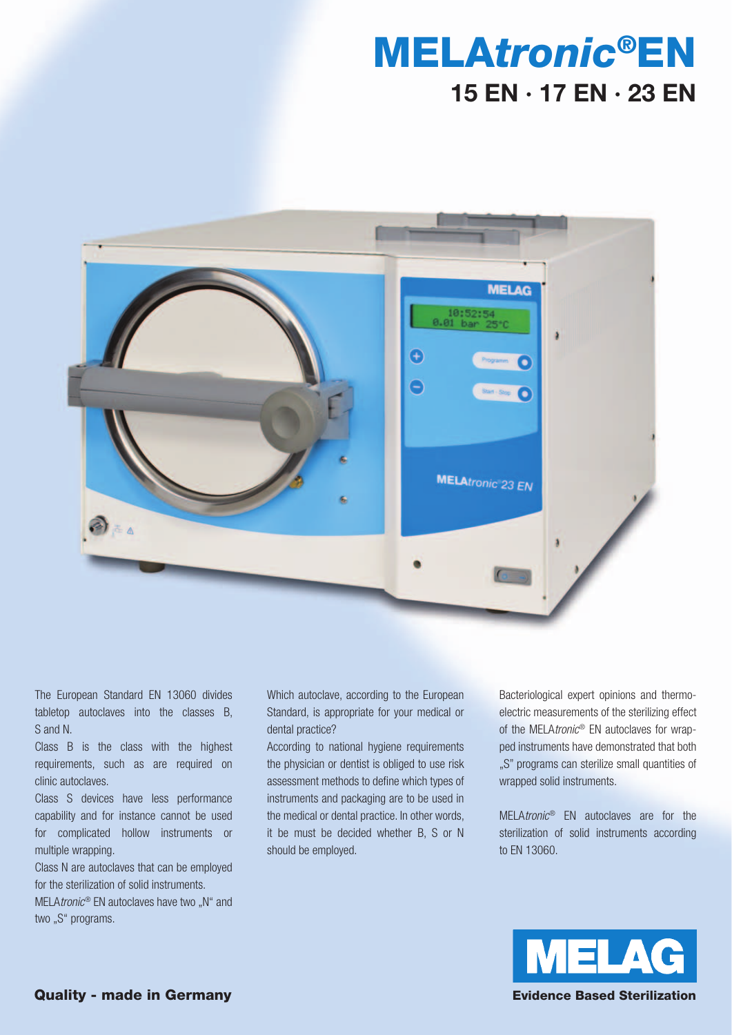# MELA*tronic*®EN

## 15 EN · 17 EN · 23 EN

The European Standard EN 13060 divides tabletop autoclaves into the classes B, S and N.

Class B is the class with the highest requirements, such as are required on clinic autoclaves.

Class S devices have less performance capability and for instance cannot be used for complicated hollow instruments or multiple wrapping.

Class N are autoclaves that can be employed for the sterilization of solid instruments.

MELA*tronic*® EN autoclaves have two „N" and two „S" programs.

Which autoclave, according to the European Standard, is appropriate for your medical or dental practice?

According to national hygiene requirements the physician or dentist is obliged to use risk assessment methods to define which types of instruments and packaging are to be used in the medical or dental practice. In other words, it be must be decided whether B, S or N should be employed.

Bacteriological expert opinions and thermoelectric measurements of the sterilizing effect of the MELA*tronic*® EN autoclaves for wrapped instruments have demonstrated that both „S" programs can sterilize small quantities of wrapped solid instruments.

MELA*tronic*® EN autoclaves are for the sterilization of solid instruments according to EN 13060.

**Quality - made in Germany**

MELAG

**Evidence Based Sterilization**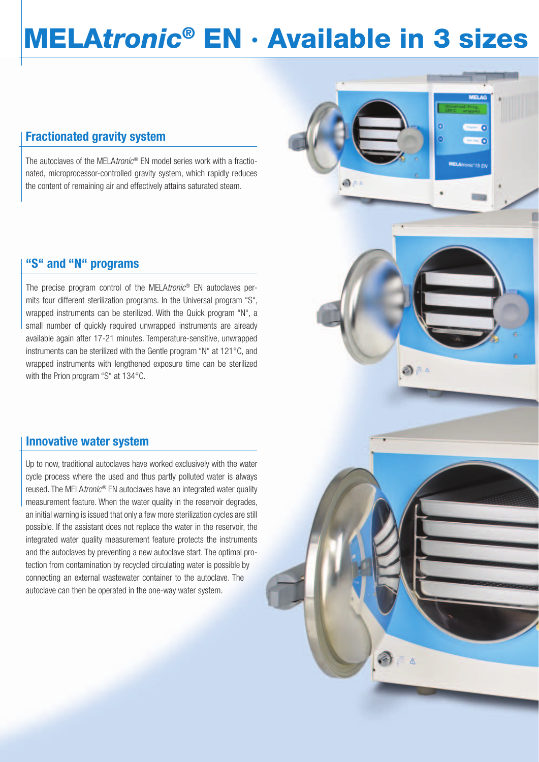# MELA*tronic*® EN · Available in 3 sizes

## Fractionated gravity system

The autoclaves of the MELA*tronic*® EN model series work with a fractionated, microprocessor-controlled gravity system, which rapidly reduces the content of remaining air and effectively attains saturated steam.

## "S" and "N" programs

The precise program control of the MELA*tronic*® EN autoclaves permits four different sterilization programs. In the Universal program "S", wrapped instruments can be sterilized. With the Quick program "N", a small number of quickly required unwrapped instruments are already available again after 17-21 minutes. Temperature-sensitive, unwrapped instruments can be sterilized with the Gentle program "N" at 121°C, and wrapped instruments with lengthened exposure time can be sterilized with the Prion program "S" at 134°C.

## Innovative water system

Up to now, traditional autoclaves have worked exclusively with the water cycle process where the used and thus partly polluted water is always reused. The MELA*tronic*® EN autoclaves have an integrated water quality measurement feature. When the water quality in the reservoir degrades, an initial warning is issued that only a few more sterilization cycles are still possible. If the assistant does not replace the water in the reservoir, the integrated water quality measurement feature protects the instruments and the autoclaves by preventing a new autoclave start. The optimal protection from contamination by recycled circulating water is possible by connecting an external wastewater container to the autoclave. The autoclave can then be operated in the one-way water system.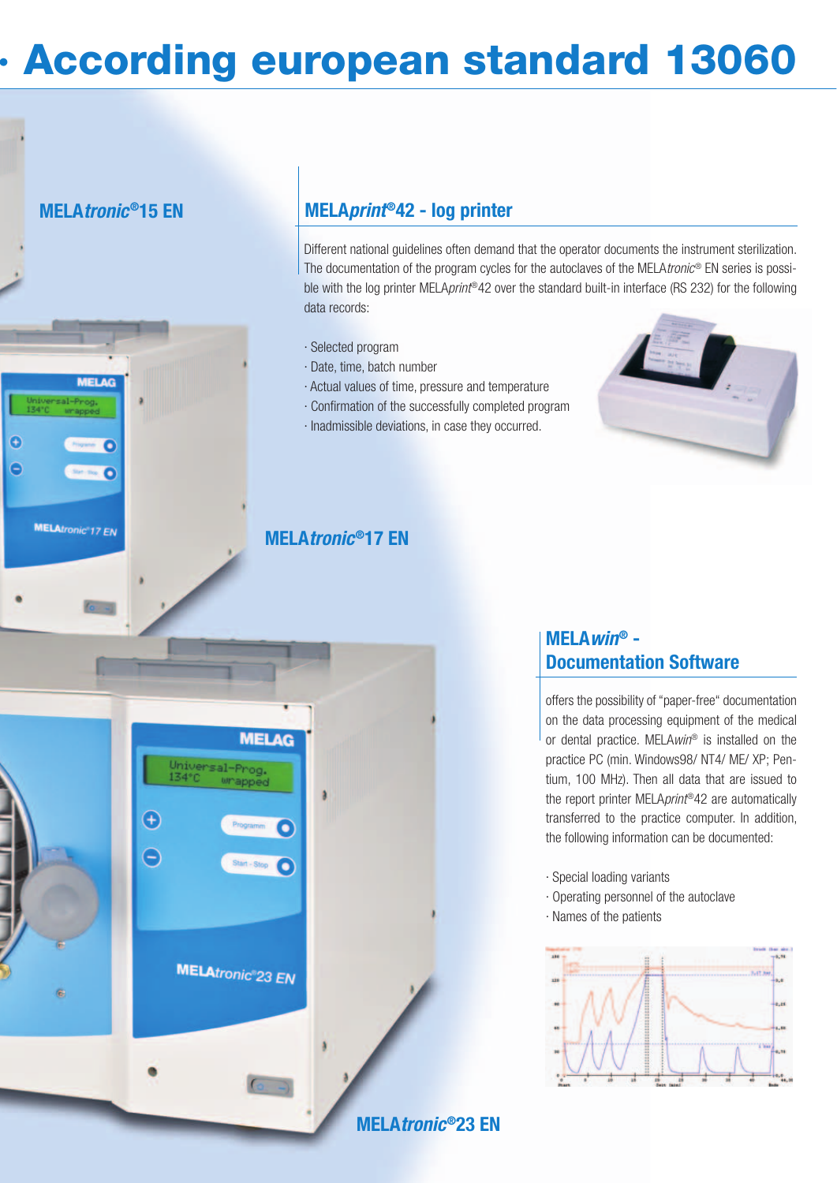# · According european standard 13060

## MELA*tronic*®15 EN

## MELA*print*®42 - log printer

Different national guidelines often demand that the operator documents the instrument sterilization. The documentation of the program cycles for the autoclaves of the MELA*tronic*® EN series is possible with the log printer MELA*print*®42 over the standard built-in interface (RS 232) for the following data records:

· Selected program
· Date, time, batch number
· Actual values of time, pressure and temperature
· Confirmation of the successfully completed program
· Inadmissible deviations, in case they occurred.

## MELA*tronic*®17 EN

## MELA*win*® - Documentation Software

offers the possibility of "paper-free" documentation on the data processing equipment of the medical or dental practice. MELA*win*® is installed on the practice PC (min. Windows98/ NT4/ ME/ XP; Pentium, 100 MHz). Then all data that are issued to the report printer MELA*print*®42 are automatically transferred to the practice computer. In addition, the following information can be documented:

· Special loading variants
· Operating personnel of the autoclave
· Names of the patients

## MELA*tronic*®23 EN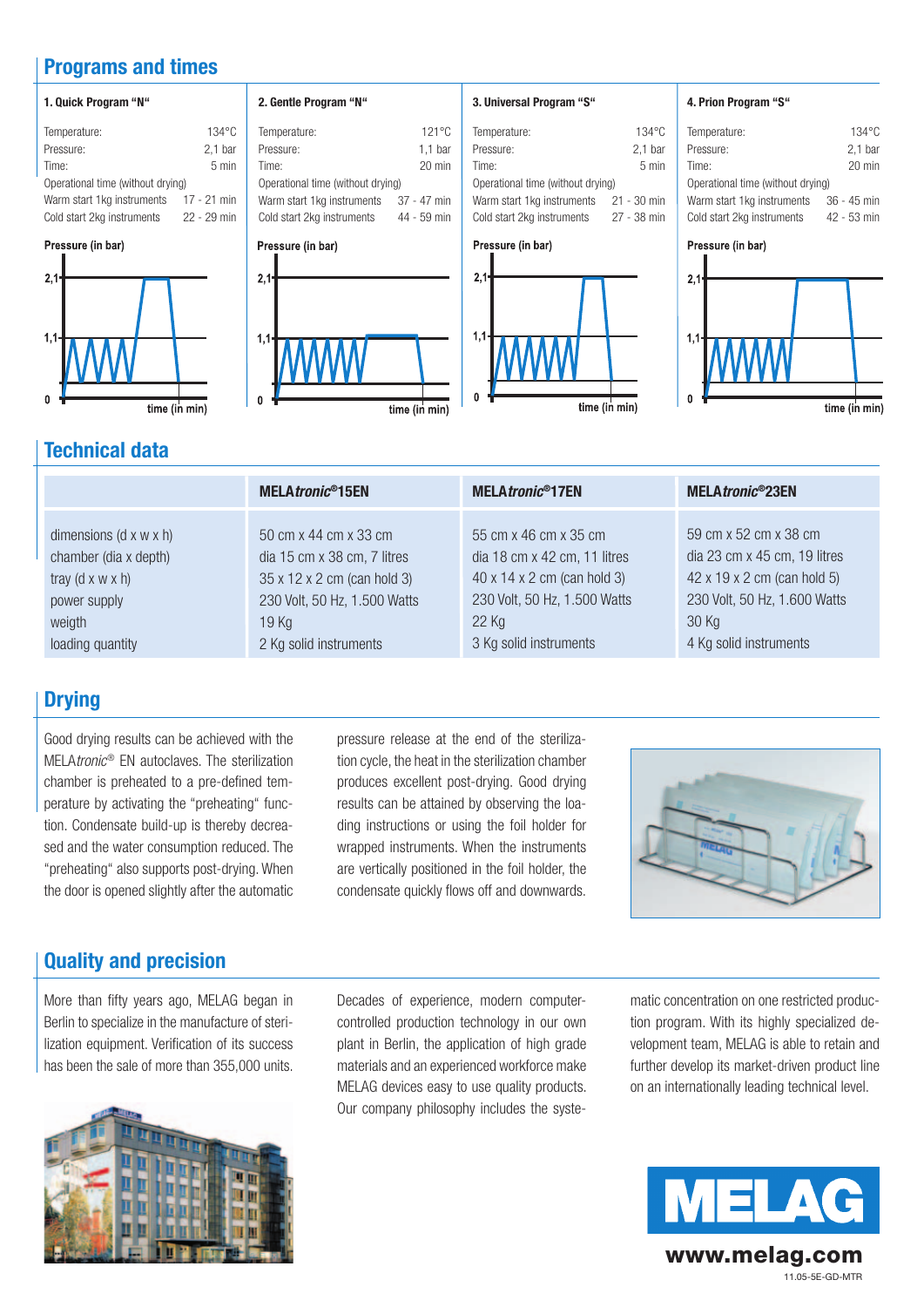## Programs and times

### 1. Quick Program "N"

Temperature: 134°C
Pressure: 2,1 bar
Time: 5 min
Operational time (without drying)
Warm start 1kg instruments 17 - 21 min
Cold start 2kg instruments 22 - 29 min

Pressure (in bar)

2,1
1,1
0
time (in min)

### 2. Gentle Program "N"

Temperature: 121°C
Pressure: 1,1 bar
Time: 20 min
Operational time (without drying)
Warm start 1kg instruments 37 - 47 min
Cold start 2kg instruments 44 - 59 min

Pressure (in bar)

2,1
1,1
0
time (in min)

### 3. Universal Program "S"

Temperature: 134°C
Pressure: 2,1 bar
Time: 5 min
Operational time (without drying)
Warm start 1kg instruments 21 - 30 min
Cold start 2kg instruments 27 - 38 min

Pressure (in bar)

2,1
1,1
0
time (in min)

### 4. Prion Program "S"

Temperature: 134°C
Pressure: 2,1 bar
Time: 20 min
Operational time (without drying)
Warm start 1kg instruments 36 - 45 min
Cold start 2kg instruments 42 - 53 min

Pressure (in bar)

2,1
1,1
0
time (in min)

## Technical data

| | MELA*tronic*®15EN | MELA*tronic*®17EN | MELA*tronic*®23EN |
|---|---|---|---|
| dimensions (d x w x h) | 50 cm x 44 cm x 33 cm | 55 cm x 46 cm x 35 cm | 59 cm x 52 cm x 38 cm |
| chamber (dia x depth) | dia 15 cm x 38 cm, 7 litres | dia 18 cm x 42 cm, 11 litres | dia 23 cm x 45 cm, 19 litres |
| tray (d x w x h) | 35 x 12 x 2 cm (can hold 3) | 40 x 14 x 2 cm (can hold 3) | 42 x 19 x 2 cm (can hold 5) |
| power supply | 230 Volt, 50 Hz, 1.500 Watts | 230 Volt, 50 Hz, 1.500 Watts | 230 Volt, 50 Hz, 1.600 Watts |
| weigth | 19 Kg | 22 Kg | 30 Kg |
| loading quantity | 2 Kg solid instruments | 3 Kg solid instruments | 4 Kg solid instruments |

## Drying

Good drying results can be achieved with the MELA*tronic*® EN autoclaves. The sterilization chamber is preheated to a pre-defined temperature by activating the "preheating" function. Condensate build-up is thereby decreased and the water consumption reduced. The "preheating" also supports post-drying. When the door is opened slightly after the automatic pressure release at the end of the sterilization cycle, the heat in the sterilization chamber produces excellent post-drying. Good drying results can be attained by observing the loading instructions or using the foil holder for wrapped instruments. When the instruments are vertically positioned in the foil holder, the condensate quickly flows off and downwards.

## Quality and precision

More than fifty years ago, MELAG began in Berlin to specialize in the manufacture of sterilization equipment. Verification of its success has been the sale of more than 355,000 units.

Decades of experience, modern computer-controlled production technology in our own plant in Berlin, the application of high grade materials and an experienced workforce make MELAG devices easy to use quality products. Our company philosophy includes the systematic concentration on one restricted production program. With its highly specialized development team, MELAG is able to retain and further develop its market-driven product line on an internationally leading technical level.

MELAG

www.melag.com

11.05-5E-GD-MTR